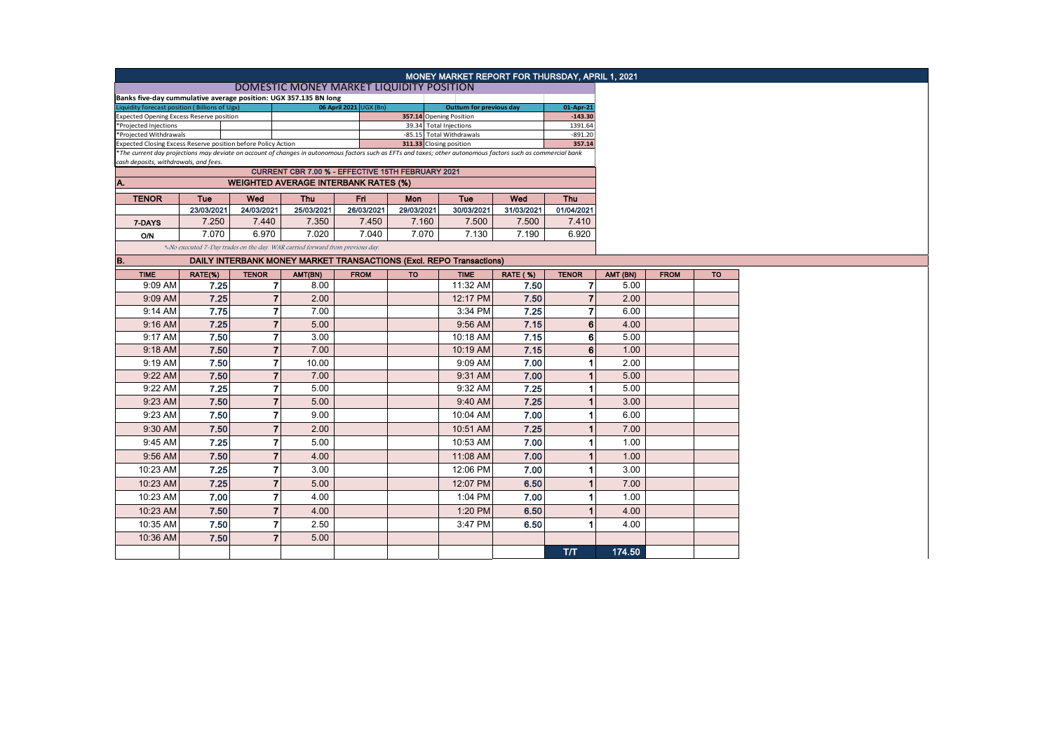# MONEY MARKET REPORT FOR THURSDAY, APRIL 1, 2021

## DOMESTIC MONEY MARKET LIQUIDITY POSITION

**Banks five-day cummulative average position: UGX 357.135 BN long**

| Liquidity forecast position ( Billions of Ugx) | 06 April 2021 UGX (Bn) | Outturn for previous day | 01-Apr-21 |
|---|---|---|---|
| Expected Opening Excess Reserve position | 357.14 | Opening Position | -143.30 |
| *Projected Injections | 39.34 | Total Injections | 1391.64 |
| *Projected Withdrawals | -85.15 | Total Withdrawals | -891.20 |
| Expected Closing Excess Reserve position before Policy Action | 311.33 | Closing position | 357.14 |

*The current day projections may deviate on account of changes in autonomous factors such as EFTs and taxes; other autonomous factors such as commercial bank cash deposits, withdrawals, and fees.*

**CURRENT CBR 7.00 % - EFFECTIVE 15TH FEBRUARY 2021**

### A. WEIGHTED AVERAGE INTERBANK RATES (%)

| TENOR | Tue | Wed | Thu | Fri | Mon | Tue | Wed | Thu |
|---|---|---|---|---|---|---|---|---|
| | 23/03/2021 | 24/03/2021 | 25/03/2021 | 26/03/2021 | 29/03/2021 | 30/03/2021 | 31/03/2021 | 01/04/2021 |
| 7-DAYS | 7.250 | 7.440 | 7.350 | 7.450 | 7.160 | 7.500 | 7.500 | 7.410 |
| O/N | 7.070 | 6.970 | 7.020 | 7.040 | 7.070 | 7.130 | 7.190 | 6.920 |

*\*-No executed 7-Day trades on the day. WAR carried forward from previous day.*

### B. DAILY INTERBANK MONEY MARKET TRANSACTIONS (Excl. REPO Transactions)

| TIME | RATE(%) | TENOR | AMT(BN) | FROM | TO | TIME | RATE ( %) | TENOR | AMT (BN) | FROM | TO |
|---|---|---|---|---|---|---|---|---|---|---|---|
| 9:09 AM | 7.25 | 7 | 8.00 | | | 11:32 AM | 7.50 | 7 | 5.00 | | |
| 9:09 AM | 7.25 | 7 | 2.00 | | | 12:17 PM | 7.50 | 7 | 2.00 | | |
| 9:14 AM | 7.75 | 7 | 7.00 | | | 3:34 PM | 7.25 | 7 | 6.00 | | |
| 9:16 AM | 7.25 | 7 | 5.00 | | | 9:56 AM | 7.15 | 6 | 4.00 | | |
| 9:17 AM | 7.50 | 7 | 3.00 | | | 10:18 AM | 7.15 | 6 | 5.00 | | |
| 9:18 AM | 7.50 | 7 | 7.00 | | | 10:19 AM | 7.15 | 6 | 1.00 | | |
| 9:19 AM | 7.50 | 7 | 10.00 | | | 9:09 AM | 7.00 | 1 | 2.00 | | |
| 9:22 AM | 7.50 | 7 | 7.00 | | | 9:31 AM | 7.00 | 1 | 5.00 | | |
| 9:22 AM | 7.25 | 7 | 5.00 | | | 9:32 AM | 7.25 | 1 | 5.00 | | |
| 9:23 AM | 7.50 | 7 | 5.00 | | | 9:40 AM | 7.25 | 1 | 3.00 | | |
| 9:23 AM | 7.50 | 7 | 9.00 | | | 10:04 AM | 7.00 | 1 | 6.00 | | |
| 9:30 AM | 7.50 | 7 | 2.00 | | | 10:51 AM | 7.25 | 1 | 7.00 | | |
| 9:45 AM | 7.25 | 7 | 5.00 | | | 10:53 AM | 7.00 | 1 | 1.00 | | |
| 9:56 AM | 7.50 | 7 | 4.00 | | | 11:08 AM | 7.00 | 1 | 1.00 | | |
| 10:23 AM | 7.25 | 7 | 3.00 | | | 12:06 PM | 7.00 | 1 | 3.00 | | |
| 10:23 AM | 7.25 | 7 | 5.00 | | | 12:07 PM | 6.50 | 1 | 7.00 | | |
| 10:23 AM | 7.00 | 7 | 4.00 | | | 1:04 PM | 7.00 | 1 | 1.00 | | |
| 10:23 AM | 7.50 | 7 | 4.00 | | | 1:20 PM | 6.50 | 1 | 4.00 | | |
| 10:35 AM | 7.50 | 7 | 2.50 | | | 3:47 PM | 6.50 | 1 | 4.00 | | |
| 10:36 AM | 7.50 | 7 | 5.00 | | | | | | | | |
| | | | | | | | | T/T | 174.50 | | |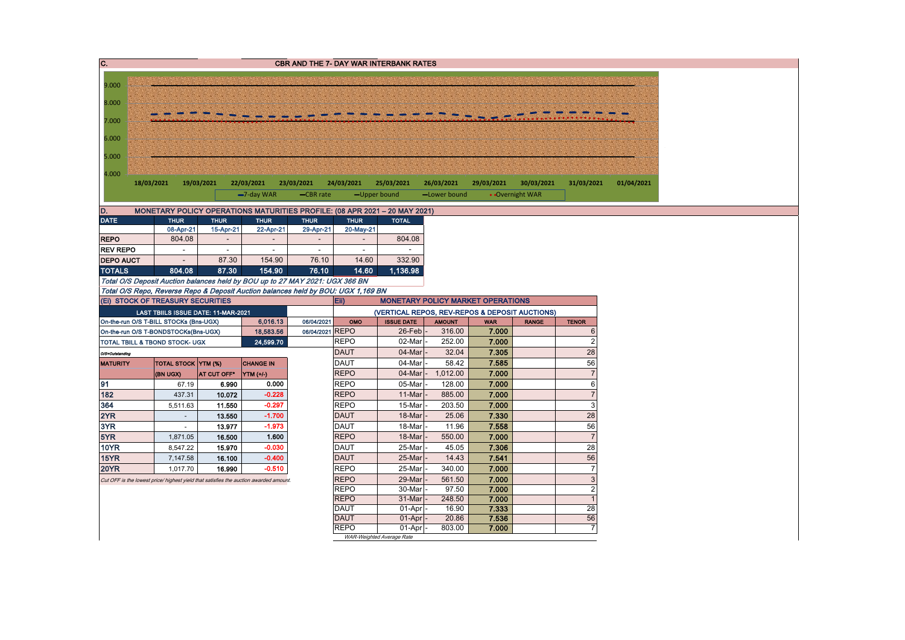## C. CBR AND THE 7- DAY WAR INTERBANK RATES

9.000
8.000
7.000
6.000
5.000
4.000

18/03/2021 19/03/2021 22/03/2021 23/03/2021 24/03/2021 25/03/2021 26/03/2021 29/03/2021 30/03/2021 31/03/2021 01/04/2021

7-day WAR — CBR rate — Upper bound — Lower bound — Overnight WAR

## D. MONETARY POLICY OPERATIONS MATURITIES PROFILE: (08 APR 2021 – 20 MAY 2021)

| DATE | THUR | THUR | THUR | THUR | THUR | TOTAL |
|---|---|---|---|---|---|---|
| | 08-Apr-21 | 15-Apr-21 | 22-Apr-21 | 29-Apr-21 | 20-May-21 | |
| REPO | 804.08 | - | - | - | - | 804.08 |
| REV REPO | - | - | - | - | - | - |
| DEPO AUCT | - | 87.30 | 154.90 | 76.10 | 14.60 | 332.90 |
| **TOTALS** | **804.08** | **87.30** | **154.90** | **76.10** | **14.60** | **1,136.98** |

*Total O/S Deposit Auction balances held by BOU up to 27 MAY 2021: UGX 366 BN*

*Total O/S Repo, Reverse Repo & Deposit Auction balances held by BOU: UGX 1,169 BN*

### (Ei) STOCK OF TREASURY SECURITIES

| LAST TBIILS ISSUE DATE: 11-MAR-2021 | | |
|---|---|---|
| On-the-run O/S T-BILL STOCKs (Bns-UGX) | 6,016.13 | 06/04/2021 |
| On-the-run O/S T-BONDSTOCKs(Bns-UGX) | 18,583.56 | 06/04/2021 |
| TOTAL TBILL & TBOND STOCK- UGX | 24,599.70 | |

*O/S=Outstanding*

| MATURITY | TOTAL STOCK (BN UGX) | YTM (%) AT CUT OFF* | CHANGE IN YTM (+/-) |
|---|---|---|---|
| 91 | 67.19 | 6.990 | 0.000 |
| 182 | 437.31 | 10.072 | -0.228 |
| 364 | 5,511.63 | 11.550 | -0.297 |
| 2YR | - | 13.550 | -1.700 |
| 3YR | - | 13.977 | -1.973 |
| 5YR | 1,871.05 | 16.500 | 1.600 |
| 10YR | 8,547.22 | 15.970 | -0.030 |
| 15YR | 7,147.58 | 16.100 | -0.400 |
| 20YR | 1,017.70 | 16.990 | -0.510 |

*Cut OFF is the lowest price/ highest yield that satisfies the auction awarded amount.*

### Eii) MONETARY POLICY MARKET OPERATIONS

(VERTICAL REPOS, REV-REPOS & DEPOSIT AUCTIONS)

| OMO | ISSUE DATE | AMOUNT | WAR | RANGE | TENOR |
|---|---|---|---|---|---|
| REPO | 26-Feb | 316.00 | 7.000 | | 6 |
| REPO | 02-Mar | 252.00 | 7.000 | | 2 |
| DAUT | 04-Mar | 32.04 | 7.305 | | 28 |
| DAUT | 04-Mar | 58.42 | 7.585 | | 56 |
| REPO | 04-Mar | 1,012.00 | 7.000 | | 7 |
| REPO | 05-Mar | 128.00 | 7.000 | | 6 |
| REPO | 11-Mar | 885.00 | 7.000 | | 7 |
| REPO | 15-Mar | 203.50 | 7.000 | | 3 |
| DAUT | 18-Mar | 25.06 | 7.330 | | 28 |
| DAUT | 18-Mar | 11.96 | 7.558 | | 56 |
| REPO | 18-Mar | 550.00 | 7.000 | | 7 |
| DAUT | 25-Mar | 45.05 | 7.306 | | 28 |
| DAUT | 25-Mar | 14.43 | 7.541 | | 56 |
| REPO | 25-Mar | 340.00 | 7.000 | | 7 |
| REPO | 29-Mar | 561.50 | 7.000 | | 3 |
| REPO | 30-Mar | 97.50 | 7.000 | | 2 |
| REPO | 31-Mar | 248.50 | 7.000 | | 1 |
| DAUT | 01-Apr | 16.90 | 7.333 | | 28 |
| DAUT | 01-Apr | 20.86 | 7.536 | | 56 |
| REPO | 01-Apr | 803.00 | 7.000 | | 7 |

*WAR-Weighted Average Rate*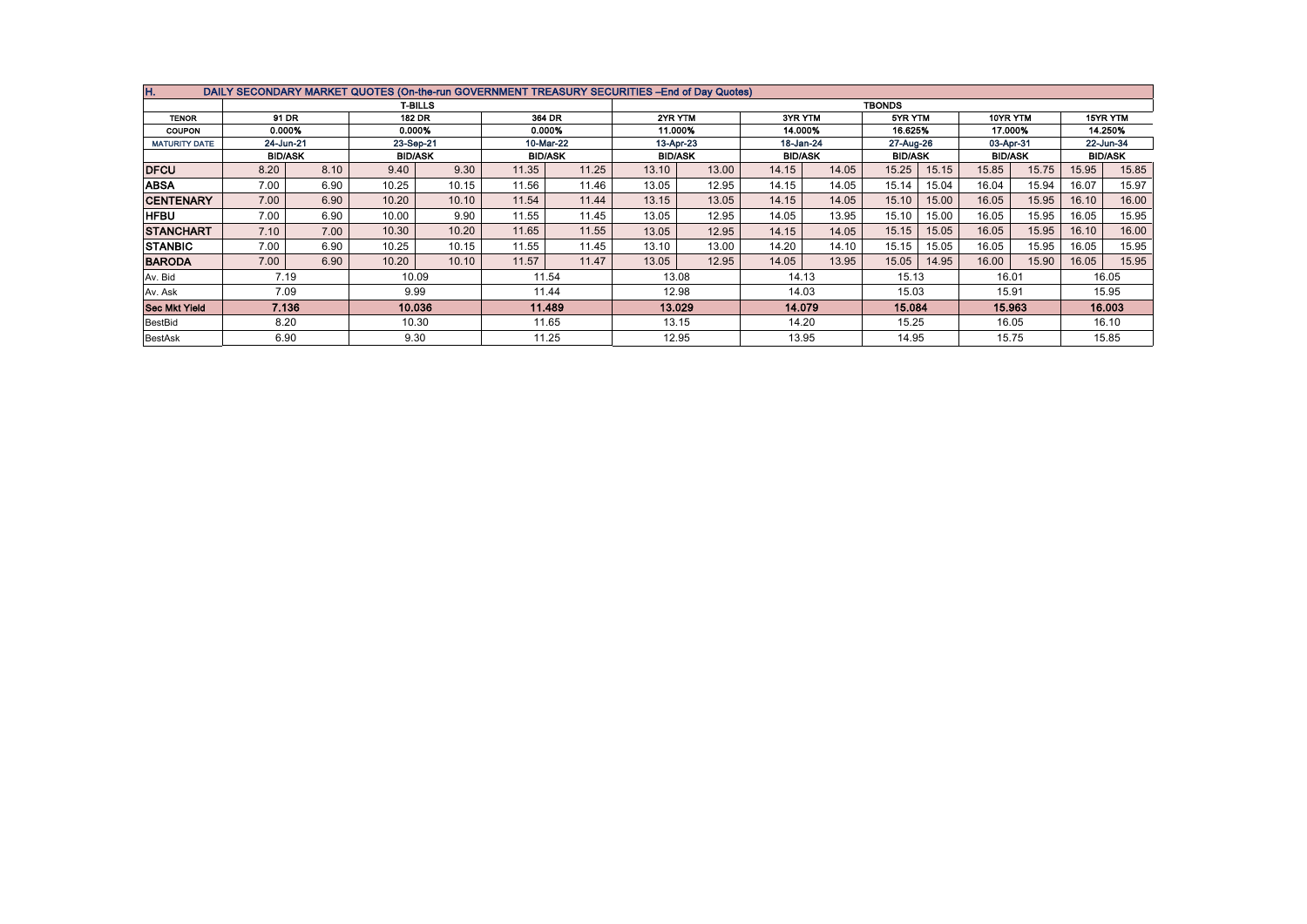| H. | DAILY SECONDARY MARKET QUOTES (On-the-run GOVERNMENT TREASURY SECURITIES –End of Day Quotes) | | | | | | | | | | | | | | | |
|---|---|---|---|---|---|---|---|---|---|---|---|---|---|---|---|---|
| | T-BILLS | | | | | | TBONDS | | | | | | | | | |
| TENOR | 91 DR | | 182 DR | | 364 DR | | 2YR YTM | | 3YR YTM | | 5YR YTM | | 10YR YTM | | 15YR YTM | |
| COUPON | 0.000% | | 0.000% | | 0.000% | | 11.000% | | 14.000% | | 16.625% | | 17.000% | | 14.250% | |
| MATURITY DATE | 24-Jun-21 | | 23-Sep-21 | | 10-Mar-22 | | 13-Apr-23 | | 18-Jan-24 | | 27-Aug-26 | | 03-Apr-31 | | 22-Jun-34 | |
| | BID/ASK | | BID/ASK | | BID/ASK | | BID/ASK | | BID/ASK | | BID/ASK | | BID/ASK | | BID/ASK | |
| DFCU | 8.20 | 8.10 | 9.40 | 9.30 | 11.35 | 11.25 | 13.10 | 13.00 | 14.15 | 14.05 | 15.25 | 15.15 | 15.85 | 15.75 | 15.95 | 15.85 |
| ABSA | 7.00 | 6.90 | 10.25 | 10.15 | 11.56 | 11.46 | 13.05 | 12.95 | 14.15 | 14.05 | 15.14 | 15.04 | 16.04 | 15.94 | 16.07 | 15.97 |
| CENTENARY | 7.00 | 6.90 | 10.20 | 10.10 | 11.54 | 11.44 | 13.15 | 13.05 | 14.15 | 14.05 | 15.10 | 15.00 | 16.05 | 15.95 | 16.10 | 16.00 |
| HFBU | 7.00 | 6.90 | 10.00 | 9.90 | 11.55 | 11.45 | 13.05 | 12.95 | 14.05 | 13.95 | 15.10 | 15.00 | 16.05 | 15.95 | 16.05 | 15.95 |
| STANCHART | 7.10 | 7.00 | 10.30 | 10.20 | 11.65 | 11.55 | 13.05 | 12.95 | 14.15 | 14.05 | 15.15 | 15.05 | 16.05 | 15.95 | 16.10 | 16.00 |
| STANBIC | 7.00 | 6.90 | 10.25 | 10.15 | 11.55 | 11.45 | 13.10 | 13.00 | 14.20 | 14.10 | 15.15 | 15.05 | 16.05 | 15.95 | 16.05 | 15.95 |
| BARODA | 7.00 | 6.90 | 10.20 | 10.10 | 11.57 | 11.47 | 13.05 | 12.95 | 14.05 | 13.95 | 15.05 | 14.95 | 16.00 | 15.90 | 16.05 | 15.95 |
| Av. Bid | 7.19 | | 10.09 | | 11.54 | | 13.08 | | 14.13 | | 15.13 | | 16.01 | | 16.05 | |
| Av. Ask | 7.09 | | 9.99 | | 11.44 | | 12.98 | | 14.03 | | 15.03 | | 15.91 | | 15.95 | |
| Sec Mkt Yield | 7.136 | | 10.036 | | 11.489 | | 13.029 | | 14.079 | | 15.084 | | 15.963 | | 16.003 | |
| BestBid | 8.20 | | 10.30 | | 11.65 | | 13.15 | | 14.20 | | 15.25 | | 16.05 | | 16.10 | |
| BestAsk | 6.90 | | 9.30 | | 11.25 | | 12.95 | | 13.95 | | 14.95 | | 15.75 | | 15.85 | |